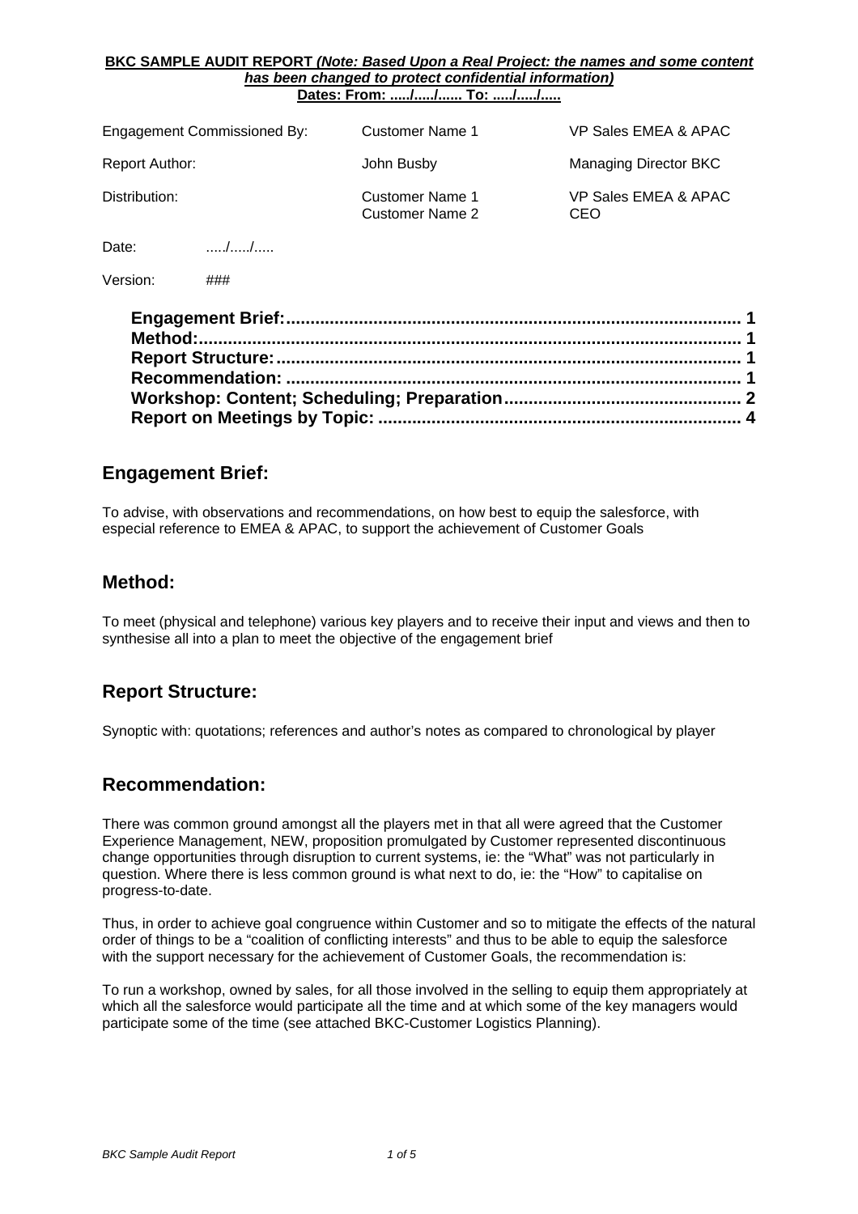**BKC SAMPLE AUDIT REPORT** ***(Note: Based Upon a Real Project: the names and some content has been changed to protect confidential information)***
**Dates: From: ...../...../...... To: ...../...../.....**

| | | |
|---|---|---|
| Engagement Commissioned By: | Customer Name 1 | VP Sales EMEA & APAC |
| Report Author: | John Busby | Managing Director BKC |
| Distribution: | Customer Name 1<br>Customer Name 2 | VP Sales EMEA & APAC<br>CEO |

Date: ...../...../.....

Version: ###

**Engagement Brief: ........ 1**
**Method: ........ 1**
**Report Structure: ........ 1**
**Recommendation: ........ 1**
**Workshop: Content; Scheduling; Preparation ........ 2**
**Report on Meetings by Topic: ........ 4**

## Engagement Brief:

To advise, with observations and recommendations, on how best to equip the salesforce, with especial reference to EMEA & APAC, to support the achievement of Customer Goals

## Method:

To meet (physical and telephone) various key players and to receive their input and views and then to synthesise all into a plan to meet the objective of the engagement brief

## Report Structure:

Synoptic with: quotations; references and author's notes as compared to chronological by player

## Recommendation:

There was common ground amongst all the players met in that all were agreed that the Customer Experience Management, NEW, proposition promulgated by Customer represented discontinuous change opportunities through disruption to current systems, ie: the "What" was not particularly in question. Where there is less common ground is what next to do, ie: the "How" to capitalise on progress-to-date.

Thus, in order to achieve goal congruence within Customer and so to mitigate the effects of the natural order of things to be a "coalition of conflicting interests" and thus to be able to equip the salesforce with the support necessary for the achievement of Customer Goals, the recommendation is:

To run a workshop, owned by sales, for all those involved in the selling to equip them appropriately at which all the salesforce would participate all the time and at which some of the key managers would participate some of the time (see attached BKC-Customer Logistics Planning).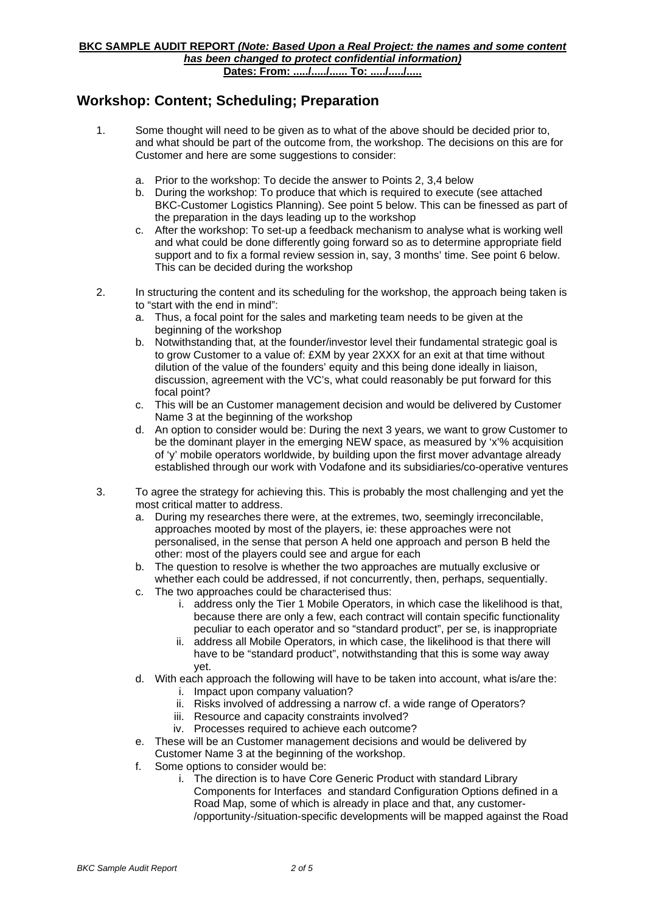**BKC SAMPLE AUDIT REPORT *(Note: Based Upon a Real Project: the names and some content has been changed to protect confidential information)***
**Dates: From: ...../...../...... To: ...../...../.....**

## Workshop: Content; Scheduling; Preparation

1. Some thought will need to be given as to what of the above should be decided prior to, and what should be part of the outcome from, the workshop. The decisions on this are for Customer and here are some suggestions to consider:
   a. Prior to the workshop: To decide the answer to Points 2, 3,4 below
   b. During the workshop: To produce that which is required to execute (see attached BKC-Customer Logistics Planning). See point 5 below. This can be finessed as part of the preparation in the days leading up to the workshop
   c. After the workshop: To set-up a feedback mechanism to analyse what is working well and what could be done differently going forward so as to determine appropriate field support and to fix a formal review session in, say, 3 months' time. See point 6 below. This can be decided during the workshop

2. In structuring the content and its scheduling for the workshop, the approach being taken is to "start with the end in mind":
   a. Thus, a focal point for the sales and marketing team needs to be given at the beginning of the workshop
   b. Notwithstanding that, at the founder/investor level their fundamental strategic goal is to grow Customer to a value of: £XM by year 2XXX for an exit at that time without dilution of the value of the founders' equity and this being done ideally in liaison, discussion, agreement with the VC's, what could reasonably be put forward for this focal point?
   c. This will be an Customer management decision and would be delivered by Customer Name 3 at the beginning of the workshop
   d. An option to consider would be: During the next 3 years, we want to grow Customer to be the dominant player in the emerging NEW space, as measured by 'x'% acquisition of 'y' mobile operators worldwide, by building upon the first mover advantage already established through our work with Vodafone and its subsidiaries/co-operative ventures

3. To agree the strategy for achieving this. This is probably the most challenging and yet the most critical matter to address.
   a. During my researches there were, at the extremes, two, seemingly irreconcilable, approaches mooted by most of the players, ie: these approaches were not personalised, in the sense that person A held one approach and person B held the other: most of the players could see and argue for each
   b. The question to resolve is whether the two approaches are mutually exclusive or whether each could be addressed, if not concurrently, then, perhaps, sequentially.
   c. The two approaches could be characterised thus:
      i. address only the Tier 1 Mobile Operators, in which case the likelihood is that, because there are only a few, each contract will contain specific functionality peculiar to each operator and so "standard product", per se, is inappropriate
      ii. address all Mobile Operators, in which case, the likelihood is that there will have to be "standard product", notwithstanding that this is some way away yet.
   d. With each approach the following will have to be taken into account, what is/are the:
      i. Impact upon company valuation?
      ii. Risks involved of addressing a narrow cf. a wide range of Operators?
      iii. Resource and capacity constraints involved?
      iv. Processes required to achieve each outcome?
   e. These will be an Customer management decisions and would be delivered by Customer Name 3 at the beginning of the workshop.
   f. Some options to consider would be:
      i. The direction is to have Core Generic Product with standard Library Components for Interfaces and standard Configuration Options defined in a Road Map, some of which is already in place and that, any customer-/opportunity-/situation-specific developments will be mapped against the Road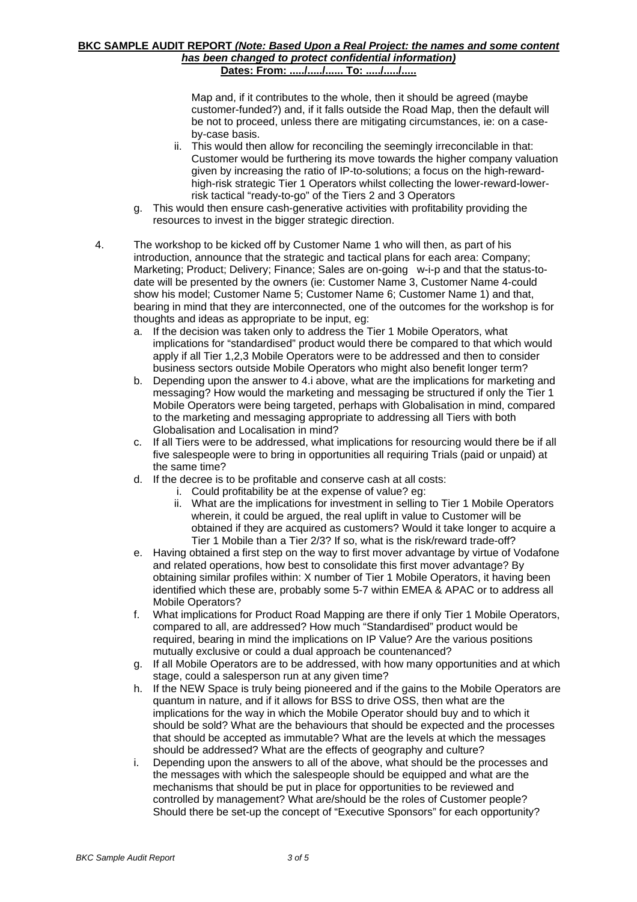Map and, if it contributes to the whole, then it should be agreed (maybe customer-funded?) and, if it falls outside the Road Map, then the default will be not to proceed, unless there are mitigating circumstances, ie: on a case-by-case basis.

   ii. This would then allow for reconciling the seemingly irreconcilable in that: Customer would be furthering its move towards the higher company valuation given by increasing the ratio of IP-to-solutions; a focus on the high-reward-high-risk strategic Tier 1 Operators whilst collecting the lower-reward-lower-risk tactical "ready-to-go" of the Tiers 2 and 3 Operators

g. This would then ensure cash-generative activities with profitability providing the resources to invest in the bigger strategic direction.

4. The workshop to be kicked off by Customer Name 1 who will then, as part of his introduction, announce that the strategic and tactical plans for each area: Company; Marketing; Product; Delivery; Finance; Sales are on-going w-i-p and that the status-to-date will be presented by the owners (ie: Customer Name 3, Customer Name 4-could show his model; Customer Name 5; Customer Name 6; Customer Name 1) and that, bearing in mind that they are interconnected, one of the outcomes for the workshop is for thoughts and ideas as appropriate to be input, eg:
   a. If the decision was taken only to address the Tier 1 Mobile Operators, what implications for "standardised" product would there be compared to that which would apply if all Tier 1,2,3 Mobile Operators were to be addressed and then to consider business sectors outside Mobile Operators who might also benefit longer term?
   b. Depending upon the answer to 4.i above, what are the implications for marketing and messaging? How would the marketing and messaging be structured if only the Tier 1 Mobile Operators were being targeted, perhaps with Globalisation in mind, compared to the marketing and messaging appropriate to addressing all Tiers with both Globalisation and Localisation in mind?
   c. If all Tiers were to be addressed, what implications for resourcing would there be if all five salespeople were to bring in opportunities all requiring Trials (paid or unpaid) at the same time?
   d. If the decree is to be profitable and conserve cash at all costs:
      i. Could profitability be at the expense of value? eg:
      ii. What are the implications for investment in selling to Tier 1 Mobile Operators wherein, it could be argued, the real uplift in value to Customer will be obtained if they are acquired as customers? Would it take longer to acquire a Tier 1 Mobile than a Tier 2/3? If so, what is the risk/reward trade-off?
   e. Having obtained a first step on the way to first mover advantage by virtue of Vodafone and related operations, how best to consolidate this first mover advantage? By obtaining similar profiles within: X number of Tier 1 Mobile Operators, it having been identified which these are, probably some 5-7 within EMEA & APAC or to address all Mobile Operators?
   f. What implications for Product Road Mapping are there if only Tier 1 Mobile Operators, compared to all, are addressed? How much "Standardised" product would be required, bearing in mind the implications on IP Value? Are the various positions mutually exclusive or could a dual approach be countenanced?
   g. If all Mobile Operators are to be addressed, with how many opportunities and at which stage, could a salesperson run at any given time?
   h. If the NEW Space is truly being pioneered and if the gains to the Mobile Operators are quantum in nature, and if it allows for BSS to drive OSS, then what are the implications for the way in which the Mobile Operator should buy and to which it should be sold? What are the behaviours that should be expected and the processes that should be accepted as immutable? What are the levels at which the messages should be addressed? What are the effects of geography and culture?
   i. Depending upon the answers to all of the above, what should be the processes and the messages with which the salespeople should be equipped and what are the mechanisms that should be put in place for opportunities to be reviewed and controlled by management? What are/should be the roles of Customer people? Should there be set-up the concept of "Executive Sponsors" for each opportunity?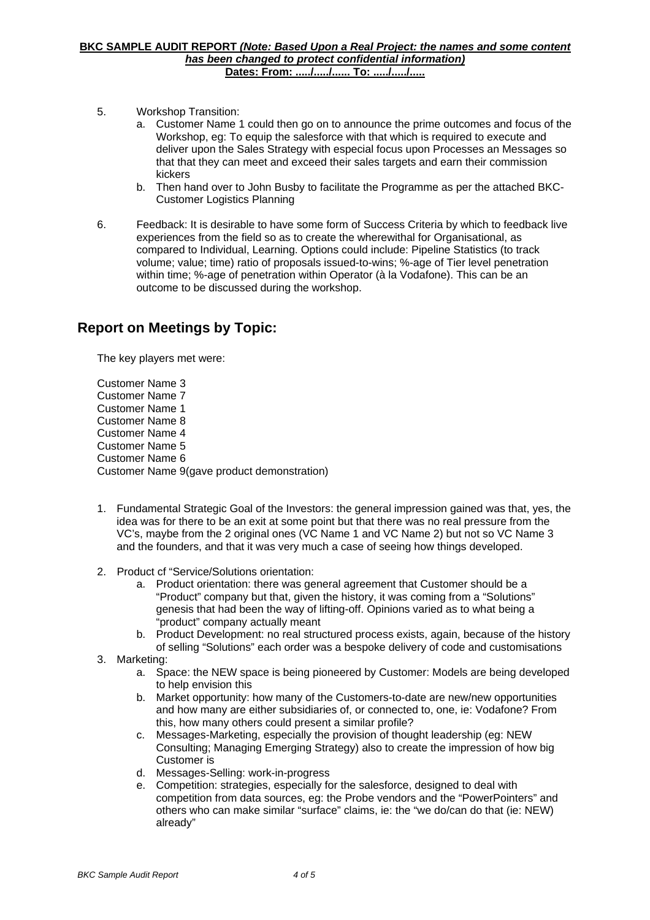**BKC SAMPLE AUDIT REPORT *(Note: Based Upon a Real Project: the names and some content has been changed to protect confidential information)***
**Dates: From: ...../...../...... To: ...../...../.....**

5. Workshop Transition:
    a. Customer Name 1 could then go on to announce the prime outcomes and focus of the Workshop, eg: To equip the salesforce with that which is required to execute and deliver upon the Sales Strategy with especial focus upon Processes an Messages so that that they can meet and exceed their sales targets and earn their commission kickers
    b. Then hand over to John Busby to facilitate the Programme as per the attached BKC-Customer Logistics Planning

6. Feedback: It is desirable to have some form of Success Criteria by which to feedback live experiences from the field so as to create the wherewithal for Organisational, as compared to Individual, Learning. Options could include: Pipeline Statistics (to track volume; value; time) ratio of proposals issued-to-wins; %-age of Tier level penetration within time; %-age of penetration within Operator (à la Vodafone). This can be an outcome to be discussed during the workshop.

## Report on Meetings by Topic:

The key players met were:

Customer Name 3
Customer Name 7
Customer Name 1
Customer Name 8
Customer Name 4
Customer Name 5
Customer Name 6
Customer Name 9(gave product demonstration)

1. Fundamental Strategic Goal of the Investors: the general impression gained was that, yes, the idea was for there to be an exit at some point but that there was no real pressure from the VC's, maybe from the 2 original ones (VC Name 1 and VC Name 2) but not so VC Name 3 and the founders, and that it was very much a case of seeing how things developed.
2. Product cf "Service/Solutions orientation:
    a. Product orientation: there was general agreement that Customer should be a "Product" company but that, given the history, it was coming from a "Solutions" genesis that had been the way of lifting-off. Opinions varied as to what being a "product" company actually meant
    b. Product Development: no real structured process exists, again, because of the history of selling "Solutions" each order was a bespoke delivery of code and customisations
3. Marketing:
    a. Space: the NEW space is being pioneered by Customer: Models are being developed to help envision this
    b. Market opportunity: how many of the Customers-to-date are new/new opportunities and how many are either subsidiaries of, or connected to, one, ie: Vodafone? From this, how many others could present a similar profile?
    c. Messages-Marketing, especially the provision of thought leadership (eg: NEW Consulting; Managing Emerging Strategy) also to create the impression of how big Customer is
    d. Messages-Selling: work-in-progress
    e. Competition: strategies, especially for the salesforce, designed to deal with competition from data sources, eg: the Probe vendors and the "PowerPointers" and others who can make similar "surface" claims, ie: the "we do/can do that (ie: NEW) already"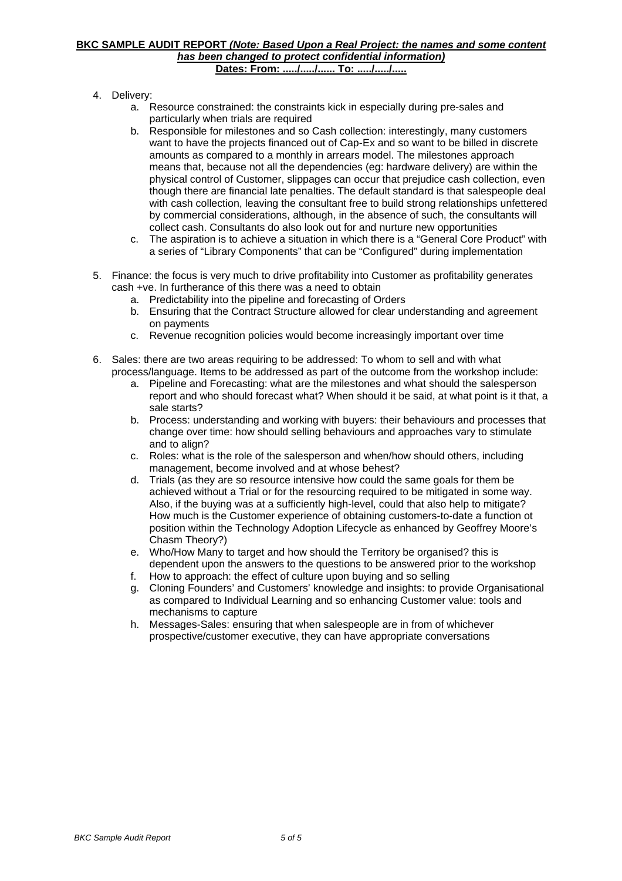**BKC SAMPLE AUDIT REPORT** ***(Note: Based Upon a Real Project: the names and some content has been changed to protect confidential information)***
**Dates: From: ...../...../...... To: ...../...../.....**

4. Delivery:
   a. Resource constrained: the constraints kick in especially during pre-sales and particularly when trials are required
   b. Responsible for milestones and so Cash collection: interestingly, many customers want to have the projects financed out of Cap-Ex and so want to be billed in discrete amounts as compared to a monthly in arrears model. The milestones approach means that, because not all the dependencies (eg: hardware delivery) are within the physical control of Customer, slippages can occur that prejudice cash collection, even though there are financial late penalties. The default standard is that salespeople deal with cash collection, leaving the consultant free to build strong relationships unfettered by commercial considerations, although, in the absence of such, the consultants will collect cash. Consultants do also look out for and nurture new opportunities
   c. The aspiration is to achieve a situation in which there is a "General Core Product" with a series of "Library Components" that can be "Configured" during implementation

5. Finance: the focus is very much to drive profitability into Customer as profitability generates cash +ve. In furtherance of this there was a need to obtain
   a. Predictability into the pipeline and forecasting of Orders
   b. Ensuring that the Contract Structure allowed for clear understanding and agreement on payments
   c. Revenue recognition policies would become increasingly important over time

6. Sales: there are two areas requiring to be addressed: To whom to sell and with what process/language. Items to be addressed as part of the outcome from the workshop include:
   a. Pipeline and Forecasting: what are the milestones and what should the salesperson report and who should forecast what? When should it be said, at what point is it that, a sale starts?
   b. Process: understanding and working with buyers: their behaviours and processes that change over time: how should selling behaviours and approaches vary to stimulate and to align?
   c. Roles: what is the role of the salesperson and when/how should others, including management, become involved and at whose behest?
   d. Trials (as they are so resource intensive how could the same goals for them be achieved without a Trial or for the resourcing required to be mitigated in some way. Also, if the buying was at a sufficiently high-level, could that also help to mitigate? How much is the Customer experience of obtaining customers-to-date a function ot position within the Technology Adoption Lifecycle as enhanced by Geoffrey Moore's Chasm Theory?)
   e. Who/How Many to target and how should the Territory be organised? this is dependent upon the answers to the questions to be answered prior to the workshop
   f. How to approach: the effect of culture upon buying and so selling
   g. Cloning Founders' and Customers' knowledge and insights: to provide Organisational as compared to Individual Learning and so enhancing Customer value: tools and mechanisms to capture
   h. Messages-Sales: ensuring that when salespeople are in from of whichever prospective/customer executive, they can have appropriate conversations